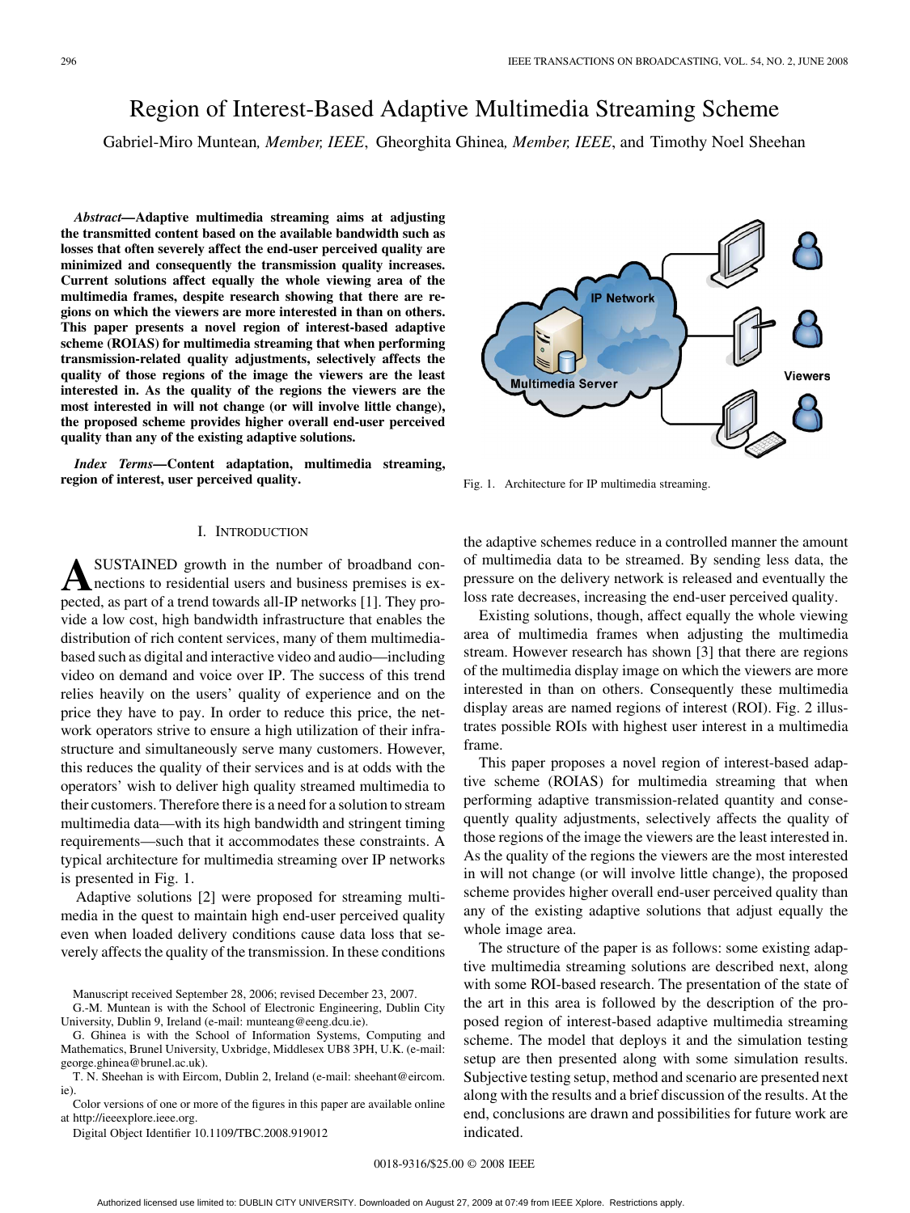# Region of Interest-Based Adaptive Multimedia Streaming Scheme

Gabriel-Miro Muntean, *Member, IEEE*, Gheorghita Ghinea, *Member, IEEE*, and Timothy Noel Sheehan

***Abstract*—Adaptive multimedia streaming aims at adjusting the transmitted content based on the available bandwidth such as losses that often severely affect the end-user perceived quality are minimized and consequently the transmission quality increases. Current solutions affect equally the whole viewing area of the multimedia frames, despite research showing that there are regions on which the viewers are more interested in than on others. This paper presents a novel region of interest-based adaptive scheme (ROIAS) for multimedia streaming that when performing transmission-related quality adjustments, selectively affects the quality of those regions of the image the viewers are the least interested in. As the quality of the regions the viewers are the most interested in will not change (or will involve little change), the proposed scheme provides higher overall end-user perceived quality than any of the existing adaptive solutions.**

***Index Terms*—Content adaptation, multimedia streaming, region of interest, user perceived quality.**

## I. Introduction

A SUSTAINED growth in the number of broadband connections to residential users and business premises is expected, as part of a trend towards all-IP networks [1]. They provide a low cost, high bandwidth infrastructure that enables the distribution of rich content services, many of them multimedia-based such as digital and interactive video and audio—including video on demand and voice over IP. The success of this trend relies heavily on the users' quality of experience and on the price they have to pay. In order to reduce this price, the network operators strive to ensure a high utilization of their infrastructure and simultaneously serve many customers. However, this reduces the quality of their services and is at odds with the operators' wish to deliver high quality streamed multimedia to their customers. Therefore there is a need for a solution to stream multimedia data—with its high bandwidth and stringent timing requirements—such that it accommodates these constraints. A typical architecture for multimedia streaming over IP networks is presented in Fig. 1.

Adaptive solutions [2] were proposed for streaming multimedia in the quest to maintain high end-user perceived quality even when loaded delivery conditions cause data loss that severely affects the quality of the transmission. In these conditions the adaptive schemes reduce in a controlled manner the amount of multimedia data to be streamed. By sending less data, the pressure on the delivery network is released and eventually the loss rate decreases, increasing the end-user perceived quality.

Fig. 1. Architecture for IP multimedia streaming.

Existing solutions, though, affect equally the whole viewing area of multimedia frames when adjusting the multimedia stream. However research has shown [3] that there are regions of the multimedia display image on which the viewers are more interested in than on others. Consequently these multimedia display areas are named regions of interest (ROI). Fig. 2 illustrates possible ROIs with highest user interest in a multimedia frame.

This paper proposes a novel region of interest-based adaptive scheme (ROIAS) for multimedia streaming that when performing adaptive transmission-related quantity and consequently quality adjustments, selectively affects the quality of those regions of the image the viewers are the least interested in. As the quality of the regions the viewers are the most interested in will not change (or will involve little change), the proposed scheme provides higher overall end-user perceived quality than any of the existing adaptive solutions that adjust equally the whole image area.

The structure of the paper is as follows: some existing adaptive multimedia streaming solutions are described next, along with some ROI-based research. The presentation of the state of the art in this area is followed by the description of the proposed region of interest-based adaptive multimedia streaming scheme. The model that deploys it and the simulation testing setup are then presented along with some simulation results. Subjective testing setup, method and scenario are presented next along with the results and a brief discussion of the results. At the end, conclusions are drawn and possibilities for future work are indicated.

Manuscript received September 28, 2006; revised December 23, 2007.

G.-M. Muntean is with the School of Electronic Engineering, Dublin City University, Dublin 9, Ireland (e-mail: munteang@eeng.dcu.ie).

G. Ghinea is with the School of Information Systems, Computing and Mathematics, Brunel University, Uxbridge, Middlesex UB8 3PH, U.K. (e-mail: george.ghinea@brunel.ac.uk).

T. N. Sheehan is with Eircom, Dublin 2, Ireland (e-mail: sheehant@eircom.ie).

Color versions of one or more of the figures in this paper are available online at http://ieeexplore.ieee.org.

Digital Object Identifier 10.1109/TBC.2008.919012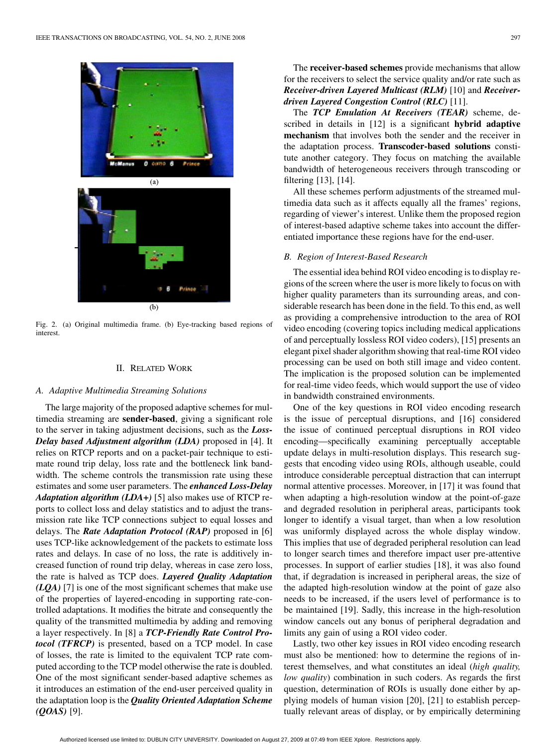(a)

(b)

Fig. 2. (a) Original multimedia frame. (b) Eye-tracking based regions of interest.

## II. Related Work

### A. Adaptive Multimedia Streaming Solutions

The large majority of the proposed adaptive schemes for multimedia streaming are **sender-based**, giving a significant role to the server in taking adjustment decisions, such as the ***Loss-Delay based Adjustment algorithm (LDA)*** proposed in [4]. It relies on RTCP reports and on a packet-pair technique to estimate round trip delay, loss rate and the bottleneck link bandwidth. The scheme controls the transmission rate using these estimates and some user parameters. The ***enhanced Loss-Delay Adaptation algorithm (LDA+)*** [5] also makes use of RTCP reports to collect loss and delay statistics and to adjust the transmission rate like TCP connections subject to equal losses and delays. The ***Rate Adaptation Protocol (RAP)*** proposed in [6] uses TCP-like acknowledgement of the packets to estimate loss rates and delays. In case of no loss, the rate is additively increased function of round trip delay, whereas in case zero loss, the rate is halved as TCP does. ***Layered Quality Adaptation (LQA)*** [7] is one of the most significant schemes that make use of the properties of layered-encoding in supporting rate-controlled adaptations. It modifies the bitrate and consequently the quality of the transmitted multimedia by adding and removing a layer respectively. In [8] a ***TCP-Friendly Rate Control Protocol (TFRCP)*** is presented, based on a TCP model. In case of losses, the rate is limited to the equivalent TCP rate computed according to the TCP model otherwise the rate is doubled. One of the most significant sender-based adaptive schemes as it introduces an estimation of the end-user perceived quality in the adaptation loop is the ***Quality Oriented Adaptation Scheme (QOAS)*** [9].

The **receiver-based schemes** provide mechanisms that allow for the receivers to select the service quality and/or rate such as ***Receiver-driven Layered Multicast (RLM)*** [10] and ***Receiver-driven Layered Congestion Control (RLC)*** [11].

The ***TCP Emulation At Receivers (TEAR)*** scheme, described in details in [12] is a significant **hybrid adaptive mechanism** that involves both the sender and the receiver in the adaptation process. **Transcoder-based solutions** constitute another category. They focus on matching the available bandwidth of heterogeneous receivers through transcoding or filtering [13], [14].

All these schemes perform adjustments of the streamed multimedia data such as it affects equally all the frames' regions, regarding of viewer's interest. Unlike them the proposed region of interest-based adaptive scheme takes into account the differentiated importance these regions have for the end-user.

### B. Region of Interest-Based Research

The essential idea behind ROI video encoding is to display regions of the screen where the user is more likely to focus on with higher quality parameters than its surrounding areas, and considerable research has been done in the field. To this end, as well as providing a comprehensive introduction to the area of ROI video encoding (covering topics including medical applications of and perceptually lossless ROI video coders), [15] presents an elegant pixel shader algorithm showing that real-time ROI video processing can be used on both still image and video content. The implication is the proposed solution can be implemented for real-time video feeds, which would support the use of video in bandwidth constrained environments.

One of the key questions in ROI video encoding research is the issue of perceptual disruptions, and [16] considered the issue of continued perceptual disruptions in ROI video encoding—specifically examining perceptually acceptable update delays in multi-resolution displays. This research suggests that encoding video using ROIs, although useable, could introduce considerable perceptual distraction that can interrupt normal attentive processes. Moreover, in [17] it was found that when adapting a high-resolution window at the point-of-gaze and degraded resolution in peripheral areas, participants took longer to identify a visual target, than when a low resolution was uniformly displayed across the whole display window. This implies that use of degraded peripheral resolution can lead to longer search times and therefore impact user pre-attentive processes. In support of earlier studies [18], it was also found that, if degradation is increased in peripheral areas, the size of the adapted high-resolution window at the point of gaze also needs to be increased, if the users level of performance is to be maintained [19]. Sadly, this increase in the high-resolution window cancels out any bonus of peripheral degradation and limits any gain of using a ROI video coder.

Lastly, two other key issues in ROI video encoding research must also be mentioned: how to determine the regions of interest themselves, and what constitutes an ideal (*high quality, low quality*) combination in such coders. As regards the first question, determination of ROIs is usually done either by applying models of human vision [20], [21] to establish perceptually relevant areas of display, or by empirically determining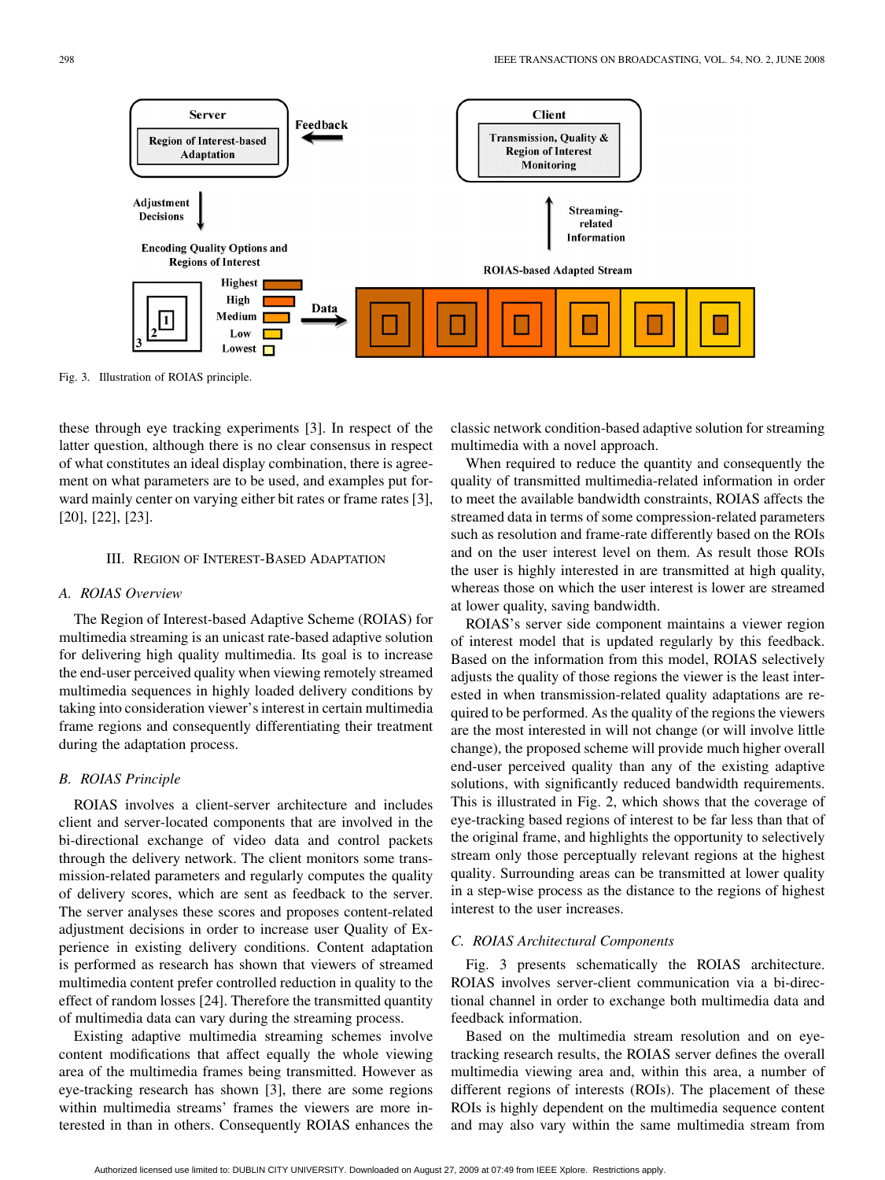Server

Region of Interest-based Adaptation

Feedback

Client

Transmission, Quality & Region of Interest Monitoring

Adjustment Decisions

Streaming-related Information

Encoding Quality Options and Regions of Interest

ROIAS-based Adapted Stream

Highest

High

Medium

Low

Lowest

Data

1

2

3

Fig. 3. Illustration of ROIAS principle.

these through eye tracking experiments [3]. In respect of the latter question, although there is no clear consensus in respect of what constitutes an ideal display combination, there is agreement on what parameters are to be used, and examples put forward mainly center on varying either bit rates or frame rates [3], [20], [22], [23].

## III. Region of Interest-Based Adaptation

### A. ROIAS Overview

The Region of Interest-based Adaptive Scheme (ROIAS) for multimedia streaming is an unicast rate-based adaptive solution for delivering high quality multimedia. Its goal is to increase the end-user perceived quality when viewing remotely streamed multimedia sequences in highly loaded delivery conditions by taking into consideration viewer's interest in certain multimedia frame regions and consequently differentiating their treatment during the adaptation process.

### B. ROIAS Principle

ROIAS involves a client-server architecture and includes client and server-located components that are involved in the bi-directional exchange of video data and control packets through the delivery network. The client monitors some transmission-related parameters and regularly computes the quality of delivery scores, which are sent as feedback to the server. The server analyses these scores and proposes content-related adjustment decisions in order to increase user Quality of Experience in existing delivery conditions. Content adaptation is performed as research has shown that viewers of streamed multimedia content prefer controlled reduction in quality to the effect of random losses [24]. Therefore the transmitted quantity of multimedia data can vary during the streaming process.

Existing adaptive multimedia streaming schemes involve content modifications that affect equally the whole viewing area of the multimedia frames being transmitted. However as eye-tracking research has shown [3], there are some regions within multimedia streams' frames the viewers are more interested in than in others. Consequently ROIAS enhances the classic network condition-based adaptive solution for streaming multimedia with a novel approach.

When required to reduce the quantity and consequently the quality of transmitted multimedia-related information in order to meet the available bandwidth constraints, ROIAS affects the streamed data in terms of some compression-related parameters such as resolution and frame-rate differently based on the ROIs and on the user interest level on them. As result those ROIs the user is highly interested in are transmitted at high quality, whereas those on which the user interest is lower are streamed at lower quality, saving bandwidth.

ROIAS's server side component maintains a viewer region of interest model that is updated regularly by this feedback. Based on the information from this model, ROIAS selectively adjusts the quality of those regions the viewer is the least interested in when transmission-related quality adaptations are required to be performed. As the quality of the regions the viewers are the most interested in will not change (or will involve little change), the proposed scheme will provide much higher overall end-user perceived quality than any of the existing adaptive solutions, with significantly reduced bandwidth requirements. This is illustrated in Fig. 2, which shows that the coverage of eye-tracking based regions of interest to be far less than that of the original frame, and highlights the opportunity to selectively stream only those perceptually relevant regions at the highest quality. Surrounding areas can be transmitted at lower quality in a step-wise process as the distance to the regions of highest interest to the user increases.

### C. ROIAS Architectural Components

Fig. 3 presents schematically the ROIAS architecture. ROIAS involves server-client communication via a bi-directional channel in order to exchange both multimedia data and feedback information.

Based on the multimedia stream resolution and on eye-tracking research results, the ROIAS server defines the overall multimedia viewing area and, within this area, a number of different regions of interests (ROIs). The placement of these ROIs is highly dependent on the multimedia sequence content and may also vary within the same multimedia stream from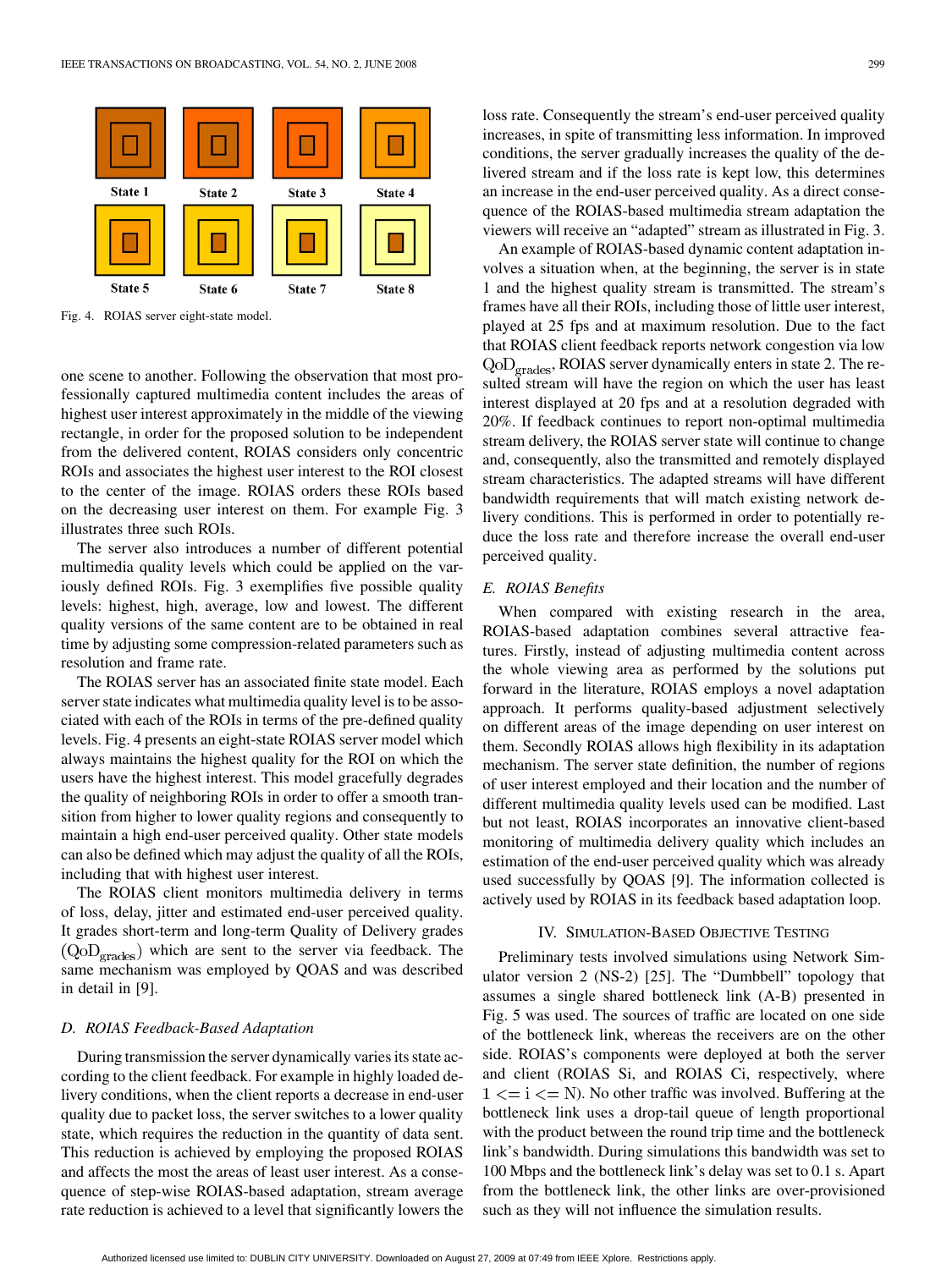State 1
State 2
State 3
State 4
State 5
State 6
State 7
State 8

Fig. 4. ROIAS server eight-state model.

one scene to another. Following the observation that most professionally captured multimedia content includes the areas of highest user interest approximately in the middle of the viewing rectangle, in order for the proposed solution to be independent from the delivered content, ROIAS considers only concentric ROIs and associates the highest user interest to the ROI closest to the center of the image. ROIAS orders these ROIs based on the decreasing user interest on them. For example Fig. 3 illustrates three such ROIs.

The server also introduces a number of different potential multimedia quality levels which could be applied on the variously defined ROIs. Fig. 3 exemplifies five possible quality levels: highest, high, average, low and lowest. The different quality versions of the same content are to be obtained in real time by adjusting some compression-related parameters such as resolution and frame rate.

The ROIAS server has an associated finite state model. Each server state indicates what multimedia quality level is to be associated with each of the ROIs in terms of the pre-defined quality levels. Fig. 4 presents an eight-state ROIAS server model which always maintains the highest quality for the ROI on which the users have the highest interest. This model gracefully degrades the quality of neighboring ROIs in order to offer a smooth transition from higher to lower quality regions and consequently to maintain a high end-user perceived quality. Other state models can also be defined which may adjust the quality of all the ROIs, including that with highest user interest.

The ROIAS client monitors multimedia delivery in terms of loss, delay, jitter and estimated end-user perceived quality. It grades short-term and long-term Quality of Delivery grades ($\mathrm{QoD}_{\mathrm{grades}}$) which are sent to the server via feedback. The same mechanism was employed by QOAS and was described in detail in [9].

### D. ROIAS Feedback-Based Adaptation

During transmission the server dynamically varies its state according to the client feedback. For example in highly loaded delivery conditions, when the client reports a decrease in end-user quality due to packet loss, the server switches to a lower quality state, which requires the reduction in the quantity of data sent. This reduction is achieved by employing the proposed ROIAS and affects the most the areas of least user interest. As a consequence of step-wise ROIAS-based adaptation, stream average rate reduction is achieved to a level that significantly lowers the loss rate. Consequently the stream's end-user perceived quality increases, in spite of transmitting less information. In improved conditions, the server gradually increases the quality of the delivered stream and if the loss rate is kept low, this determines an increase in the end-user perceived quality. As a direct consequence of the ROIAS-based multimedia stream adaptation the viewers will receive an "adapted" stream as illustrated in Fig. 3.

An example of ROIAS-based dynamic content adaptation involves a situation when, at the beginning, the server is in state 1 and the highest quality stream is transmitted. The stream's frames have all their ROIs, including those of little user interest, played at 25 fps and at maximum resolution. Due to the fact that ROIAS client feedback reports network congestion via low $\mathrm{QoD}_{\mathrm{grades}}$, ROIAS server dynamically enters in state 2. The resulted stream will have the region on which the user has least interest displayed at 20 fps and at a resolution degraded with 20%. If feedback continues to report non-optimal multimedia stream delivery, the ROIAS server state will continue to change and, consequently, also the transmitted and remotely displayed stream characteristics. The adapted streams will have different bandwidth requirements that will match existing network delivery conditions. This is performed in order to potentially reduce the loss rate and therefore increase the overall end-user perceived quality.

### E. ROIAS Benefits

When compared with existing research in the area, ROIAS-based adaptation combines several attractive features. Firstly, instead of adjusting multimedia content across the whole viewing area as performed by the solutions put forward in the literature, ROIAS employs a novel adaptation approach. It performs quality-based adjustment selectively on different areas of the image depending on user interest on them. Secondly ROIAS allows high flexibility in its adaptation mechanism. The server state definition, the number of regions of user interest employed and their location and the number of different multimedia quality levels used can be modified. Last but not least, ROIAS incorporates an innovative client-based monitoring of multimedia delivery quality which includes an estimation of the end-user perceived quality which was already used successfully by QOAS [9]. The information collected is actively used by ROIAS in its feedback based adaptation loop.

## IV. Simulation-Based Objective Testing

Preliminary tests involved simulations using Network Simulator version 2 (NS-2) [25]. The "Dumbbell" topology that assumes a single shared bottleneck link (A-B) presented in Fig. 5 was used. The sources of traffic are located on one side of the bottleneck link, whereas the receivers are on the other side. ROIAS's components were deployed at both the server and client (ROIAS Si, and ROIAS Ci, respectively, where $1 <= \mathrm{i} <= \mathrm{N}$). No other traffic was involved. Buffering at the bottleneck link uses a drop-tail queue of length proportional with the product between the round trip time and the bottleneck link's bandwidth. During simulations this bandwidth was set to 100 Mbps and the bottleneck link's delay was set to 0.1 s. Apart from the bottleneck link, the other links are over-provisioned such as they will not influence the simulation results.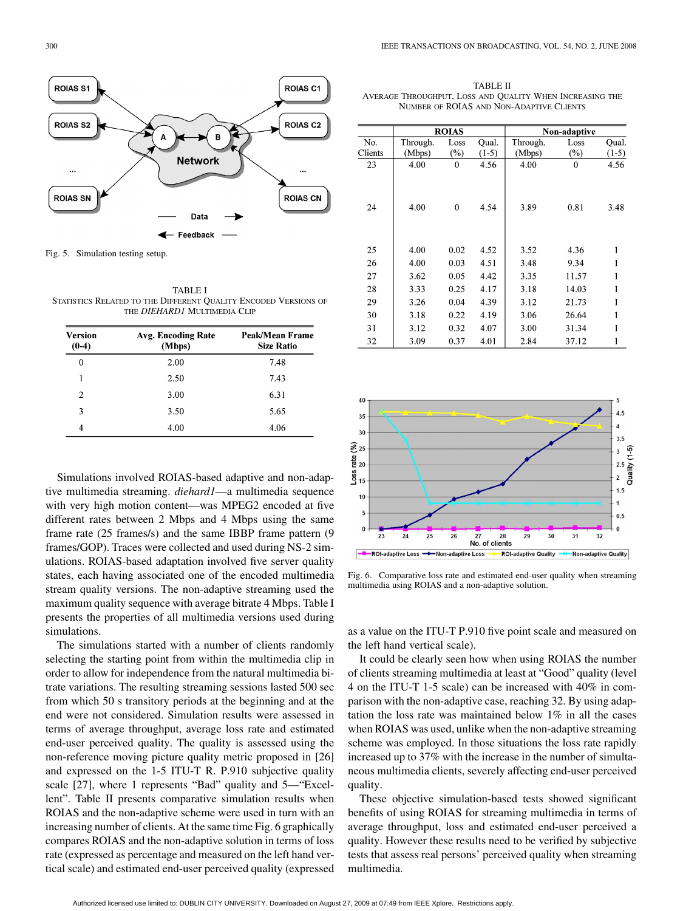Fig. 5. Simulation testing setup.

TABLE I
STATISTICS RELATED TO THE DIFFERENT QUALITY ENCODED VERSIONS OF THE *DIEHARD1* MULTIMEDIA CLIP

| Version (0-4) | Avg. Encoding Rate (Mbps) | Peak/Mean Frame Size Ratio |
|---|---|---|
| 0 | 2.00 | 7.48 |
| 1 | 2.50 | 7.43 |
| 2 | 3.00 | 6.31 |
| 3 | 3.50 | 5.65 |
| 4 | 4.00 | 4.06 |

Simulations involved ROIAS-based adaptive and non-adaptive multimedia streaming. *diehard1*—a multimedia sequence with very high motion content—was MPEG2 encoded at five different rates between 2 Mbps and 4 Mbps using the same frame rate (25 frames/s) and the same IBBP frame pattern (9 frames/GOP). Traces were collected and used during NS-2 simulations. ROIAS-based adaptation involved five server quality states, each having associated one of the encoded multimedia stream quality versions. The non-adaptive streaming used the maximum quality sequence with average bitrate 4 Mbps. Table I presents the properties of all multimedia versions used during simulations.

The simulations started with a number of clients randomly selecting the starting point from within the multimedia clip in order to allow for independence from the natural multimedia bitrate variations. The resulting streaming sessions lasted 500 sec from which 50 s transitory periods at the beginning and at the end were not considered. Simulation results were assessed in terms of average throughput, average loss rate and estimated end-user perceived quality. The quality is assessed using the non-reference moving picture quality metric proposed in [26] and expressed on the 1-5 ITU-T R. P.910 subjective quality scale [27], where 1 represents "Bad" quality and 5—"Excellent". Table II presents comparative simulation results when ROIAS and the non-adaptive scheme were used in turn with an increasing number of clients. At the same time Fig. 6 graphically compares ROIAS and the non-adaptive solution in terms of loss rate (expressed as percentage and measured on the left hand vertical scale) and estimated end-user perceived quality (expressed as a value on the ITU-T P.910 five point scale and measured on the left hand vertical scale).

TABLE II
AVERAGE THROUGHPUT, LOSS AND QUALITY WHEN INCREASING THE NUMBER OF ROIAS AND NON-ADAPTIVE CLIENTS

| | ROIAS | | | Non-adaptive | | |
|---|---|---|---|---|---|---|
| No. Clients | Through. (Mbps) | Loss (%) | Qual. (1-5) | Through. (Mbps) | Loss (%) | Qual. (1-5) |
| 23 | 4.00 | 0 | 4.56 | 4.00 | 0 | 4.56 |
| 24 | 4.00 | 0 | 4.54 | 3.89 | 0.81 | 3.48 |
| 25 | 4.00 | 0.02 | 4.52 | 3.52 | 4.36 | 1 |
| 26 | 4.00 | 0.03 | 4.51 | 3.48 | 9.34 | 1 |
| 27 | 3.62 | 0.05 | 4.42 | 3.35 | 11.57 | 1 |
| 28 | 3.33 | 0.25 | 4.17 | 3.18 | 14.03 | 1 |
| 29 | 3.26 | 0.04 | 4.39 | 3.12 | 21.73 | 1 |
| 30 | 3.18 | 0.22 | 4.19 | 3.06 | 26.64 | 1 |
| 31 | 3.12 | 0.32 | 4.07 | 3.00 | 31.34 | 1 |
| 32 | 3.09 | 0.37 | 4.01 | 2.84 | 37.12 | 1 |

Fig. 6. Comparative loss rate and estimated end-user quality when streaming multimedia using ROIAS and a non-adaptive solution.

It could be clearly seen how when using ROIAS the number of clients streaming multimedia at least at "Good" quality (level 4 on the ITU-T 1-5 scale) can be increased with 40% in comparison with the non-adaptive case, reaching 32. By using adaptation the loss rate was maintained below 1% in all the cases when ROIAS was used, unlike when the non-adaptive streaming scheme was employed. In those situations the loss rate rapidly increased up to 37% with the increase in the number of simultaneous multimedia clients, severely affecting end-user perceived quality.

These objective simulation-based tests showed significant benefits of using ROIAS for streaming multimedia in terms of average throughput, loss and estimated end-user perceived a quality. However these results need to be verified by subjective tests that assess real persons' perceived quality when streaming multimedia.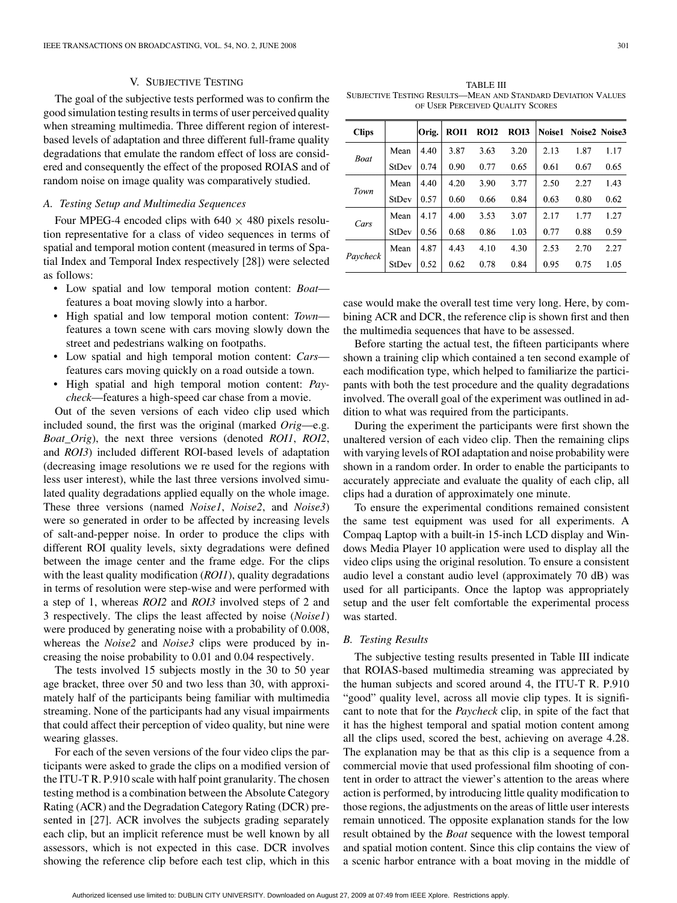## V. Subjective Testing

The goal of the subjective tests performed was to confirm the good simulation testing results in terms of user perceived quality when streaming multimedia. Three different region of interest-based levels of adaptation and three different full-frame quality degradations that emulate the random effect of loss are considered and consequently the effect of the proposed ROIAS and of random noise on image quality was comparatively studied.

### A. Testing Setup and Multimedia Sequences

Four MPEG-4 encoded clips with 640 × 480 pixels resolution representative for a class of video sequences in terms of spatial and temporal motion content (measured in terms of Spatial Index and Temporal Index respectively [28]) were selected as follows:

- Low spatial and low temporal motion content: *Boat*—features a boat moving slowly into a harbor.
- High spatial and low temporal motion content: *Town*—features a town scene with cars moving slowly down the street and pedestrians walking on footpaths.
- Low spatial and high temporal motion content: *Cars*—features cars moving quickly on a road outside a town.
- High spatial and high temporal motion content: *Paycheck*—features a high-speed car chase from a movie.

Out of the seven versions of each video clip used which included sound, the first was the original (marked *Orig*—e.g. *Boat_Orig*), the next three versions (denoted *ROI1*, *ROI2*, and *ROI3*) included different ROI-based levels of adaptation (decreasing image resolutions we re used for the regions with less user interest), while the last three versions involved simulated quality degradations applied equally on the whole image. These three versions (named *Noise1*, *Noise2*, and *Noise3*) were so generated in order to be affected by increasing levels of salt-and-pepper noise. In order to produce the clips with different ROI quality levels, sixty degradations were defined between the image center and the frame edge. For the clips with the least quality modification (*ROI1*), quality degradations in terms of resolution were step-wise and were performed with a step of 1, whereas *ROI2* and *ROI3* involved steps of 2 and 3 respectively. The clips the least affected by noise (*Noise1*) were produced by generating noise with a probability of 0.008, whereas the *Noise2* and *Noise3* clips were produced by increasing the noise probability to 0.01 and 0.04 respectively.

The tests involved 15 subjects mostly in the 30 to 50 year age bracket, three over 50 and two less than 30, with approximately half of the participants being familiar with multimedia streaming. None of the participants had any visual impairments that could affect their perception of video quality, but nine were wearing glasses.

For each of the seven versions of the four video clips the participants were asked to grade the clips on a modified version of the ITU-T R. P.910 scale with half point granularity. The chosen testing method is a combination between the Absolute Category Rating (ACR) and the Degradation Category Rating (DCR) presented in [27]. ACR involves the subjects grading separately each clip, but an implicit reference must be well known by all assessors, which is not expected in this case. DCR involves showing the reference clip before each test clip, which in this case would make the overall test time very long. Here, by combining ACR and DCR, the reference clip is shown first and then the multimedia sequences that have to be assessed.

TABLE III
Subjective Testing Results—Mean and Standard Deviation Values of User Perceived Quality Scores

| Clips | | Orig. | ROI1 | ROI2 | ROI3 | Noise1 | Noise2 | Noise3 |
|---|---|---|---|---|---|---|---|---|
| *Boat* | Mean | 4.40 | 3.87 | 3.63 | 3.20 | 2.13 | 1.87 | 1.17 |
| | StDev | 0.74 | 0.90 | 0.77 | 0.65 | 0.61 | 0.67 | 0.65 |
| *Town* | Mean | 4.40 | 4.20 | 3.90 | 3.77 | 2.50 | 2.27 | 1.43 |
| | StDev | 0.57 | 0.60 | 0.66 | 0.84 | 0.63 | 0.80 | 0.62 |
| *Cars* | Mean | 4.17 | 4.00 | 3.53 | 3.07 | 2.17 | 1.77 | 1.27 |
| | StDev | 0.56 | 0.68 | 0.86 | 1.03 | 0.77 | 0.88 | 0.59 |
| *Paycheck* | Mean | 4.87 | 4.43 | 4.10 | 4.30 | 2.53 | 2.70 | 2.27 |
| | StDev | 0.52 | 0.62 | 0.78 | 0.84 | 0.95 | 0.75 | 1.05 |

Before starting the actual test, the fifteen participants where shown a training clip which contained a ten second example of each modification type, which helped to familiarize the participants with both the test procedure and the quality degradations involved. The overall goal of the experiment was outlined in addition to what was required from the participants.

During the experiment the participants were first shown the unaltered version of each video clip. Then the remaining clips with varying levels of ROI adaptation and noise probability were shown in a random order. In order to enable the participants to accurately appreciate and evaluate the quality of each clip, all clips had a duration of approximately one minute.

To ensure the experimental conditions remained consistent the same test equipment was used for all experiments. A Compaq Laptop with a built-in 15-inch LCD display and Windows Media Player 10 application were used to display all the video clips using the original resolution. To ensure a consistent audio level a constant audio level (approximately 70 dB) was used for all participants. Once the laptop was appropriately setup and the user felt comfortable the experimental process was started.

### B. Testing Results

The subjective testing results presented in Table III indicate that ROIAS-based multimedia streaming was appreciated by the human subjects and scored around 4, the ITU-T R. P.910 "good" quality level, across all movie clip types. It is significant to note that for the *Paycheck* clip, in spite of the fact that it has the highest temporal and spatial motion content among all the clips used, scored the best, achieving on average 4.28. The explanation may be that as this clip is a sequence from a commercial movie that used professional film shooting of content in order to attract the viewer's attention to the areas where action is performed, by introducing little quality modification to those regions, the adjustments on the areas of little user interests remain unnoticed. The opposite explanation stands for the low result obtained by the *Boat* sequence with the lowest temporal and spatial motion content. Since this clip contains the view of a scenic harbor entrance with a boat moving in the middle of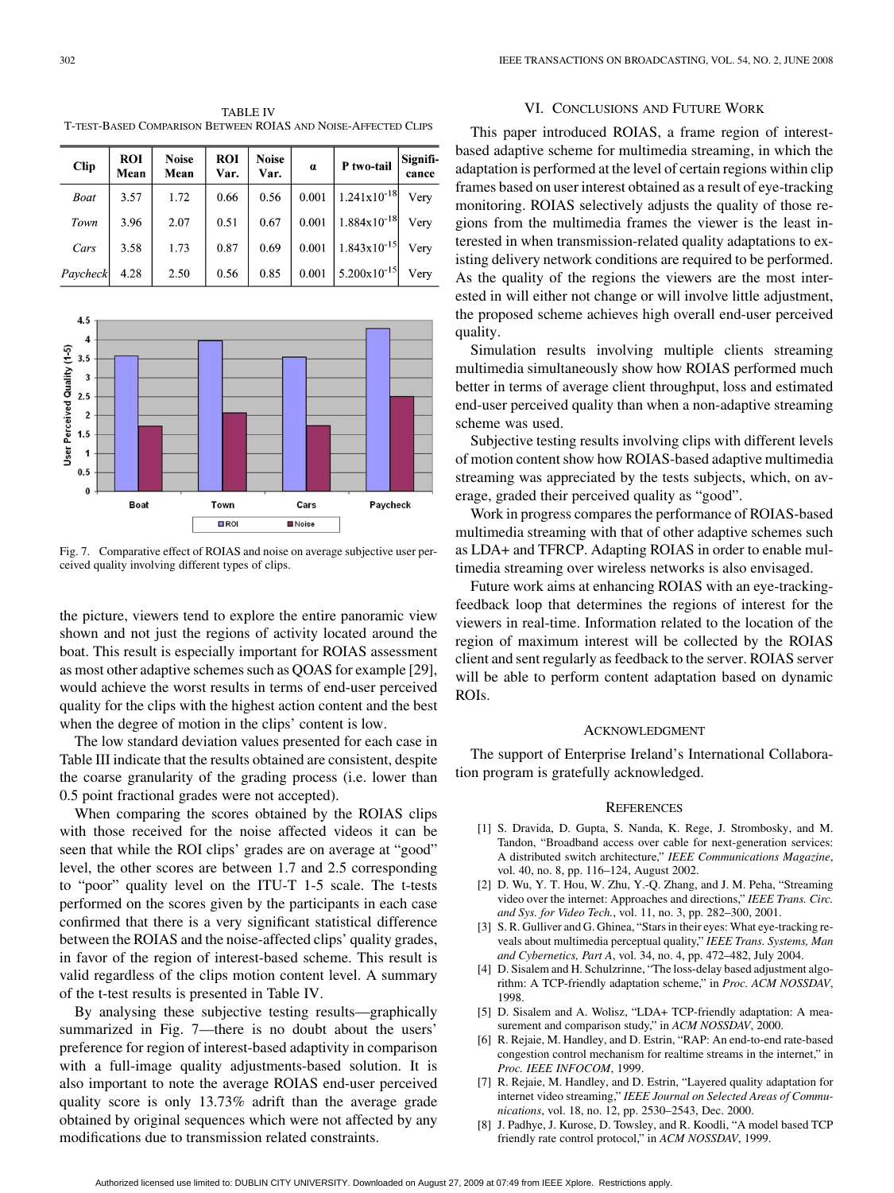TABLE IV
T-TEST-BASED COMPARISON BETWEEN ROIAS AND NOISE-AFFECTED CLIPS

| Clip | ROI Mean | Noise Mean | ROI Var. | Noise Var. | α | P two-tail | Significance |
|---|---|---|---|---|---|---|---|
| *Boat* | 3.57 | 1.72 | 0.66 | 0.56 | 0.001 | $1.241 \times 10^{-18}$ | Very |
| *Town* | 3.96 | 2.07 | 0.51 | 0.67 | 0.001 | $1.884 \times 10^{-18}$ | Very |
| *Cars* | 3.58 | 1.73 | 0.87 | 0.69 | 0.001 | $1.843 \times 10^{-15}$ | Very |
| *Paycheck* | 4.28 | 2.50 | 0.56 | 0.85 | 0.001 | $5.200 \times 10^{-15}$ | Very |

User Perceived Quality (1-5)
4.5
4
3.5
3
2.5
2
1.5
1
0.5
0
Boat
Town
Cars
Paycheck
ROI
Noise

Fig. 7. Comparative effect of ROIAS and noise on average subjective user perceived quality involving different types of clips.

the picture, viewers tend to explore the entire panoramic view shown and not just the regions of activity located around the boat. This result is especially important for ROIAS assessment as most other adaptive schemes such as QOAS for example [29], would achieve the worst results in terms of end-user perceived quality for the clips with the highest action content and the best when the degree of motion in the clips' content is low.

The low standard deviation values presented for each case in Table III indicate that the results obtained are consistent, despite the coarse granularity of the grading process (i.e. lower than 0.5 point fractional grades were not accepted).

When comparing the scores obtained by the ROIAS clips with those received for the noise affected videos it can be seen that while the ROI clips' grades are on average at "good" level, the other scores are between 1.7 and 2.5 corresponding to "poor" quality level on the ITU-T 1-5 scale. The t-tests performed on the scores given by the participants in each case confirmed that there is a very significant statistical difference between the ROIAS and the noise-affected clips' quality grades, in favor of the region of interest-based scheme. This result is valid regardless of the clips motion content level. A summary of the t-test results is presented in Table IV.

By analysing these subjective testing results—graphically summarized in Fig. 7—there is no doubt about the users' preference for region of interest-based adaptivity in comparison with a full-image quality adjustments-based solution. It is also important to note the average ROIAS end-user perceived quality score is only 13.73% adrift than the average grade obtained by original sequences which were not affected by any modifications due to transmission related constraints.

## VI. CONCLUSIONS AND FUTURE WORK

This paper introduced ROIAS, a frame region of interest-based adaptive scheme for multimedia streaming, in which the adaptation is performed at the level of certain regions within clip frames based on user interest obtained as a result of eye-tracking monitoring. ROIAS selectively adjusts the quality of those regions from the multimedia frames the viewer is the least interested in when transmission-related quality adaptations to existing delivery network conditions are required to be performed. As the quality of the regions the viewers are the most interested in will either not change or will involve little adjustment, the proposed scheme achieves high overall end-user perceived quality.

Simulation results involving multiple clients streaming multimedia simultaneously show how ROIAS performed much better in terms of average client throughput, loss and estimated end-user perceived quality than when a non-adaptive streaming scheme was used.

Subjective testing results involving clips with different levels of motion content show how ROIAS-based adaptive multimedia streaming was appreciated by the tests subjects, which, on average, graded their perceived quality as "good".

Work in progress compares the performance of ROIAS-based multimedia streaming with that of other adaptive schemes such as LDA+ and TFRCP. Adapting ROIAS in order to enable multimedia streaming over wireless networks is also envisaged.

Future work aims at enhancing ROIAS with an eye-tracking-feedback loop that determines the regions of interest for the viewers in real-time. Information related to the location of the region of maximum interest will be collected by the ROIAS client and sent regularly as feedback to the server. ROIAS server will be able to perform content adaptation based on dynamic ROIs.

## ACKNOWLEDGMENT

The support of Enterprise Ireland's International Collaboration program is gratefully acknowledged.

## REFERENCES

[1] S. Dravida, D. Gupta, S. Nanda, K. Rege, J. Strombosky, and M. Tandon, "Broadband access over cable for next-generation services: A distributed switch architecture," *IEEE Communications Magazine*, vol. 40, no. 8, pp. 116–124, August 2002.

[2] D. Wu, Y. T. Hou, W. Zhu, Y.-Q. Zhang, and J. M. Peha, "Streaming video over the internet: Approaches and directions," *IEEE Trans. Circ. and Sys. for Video Tech.*, vol. 11, no. 3, pp. 282–300, 2001.

[3] S. R. Gulliver and G. Ghinea, "Stars in their eyes: What eye-tracking reveals about multimedia perceptual quality," *IEEE Trans. Systems, Man and Cybernetics, Part A*, vol. 34, no. 4, pp. 472–482, July 2004.

[4] D. Sisalem and H. Schulzrinne, "The loss-delay based adjustment algorithm: A TCP-friendly adaptation scheme," in *Proc. ACM NOSSDAV*, 1998.

[5] D. Sisalem and A. Wolisz, "LDA+ TCP-friendly adaptation: A measurement and comparison study," in *ACM NOSSDAV*, 2000.

[6] R. Rejaie, M. Handley, and D. Estrin, "RAP: An end-to-end rate-based congestion control mechanism for realtime streams in the internet," in *Proc. IEEE INFOCOM*, 1999.

[7] R. Rejaie, M. Handley, and D. Estrin, "Layered quality adaptation for internet video streaming," *IEEE Journal on Selected Areas of Communications*, vol. 18, no. 12, pp. 2530–2543, Dec. 2000.

[8] J. Padhye, J. Kurose, D. Towsley, and R. Koodli, "A model based TCP friendly rate control protocol," in *ACM NOSSDAV*, 1999.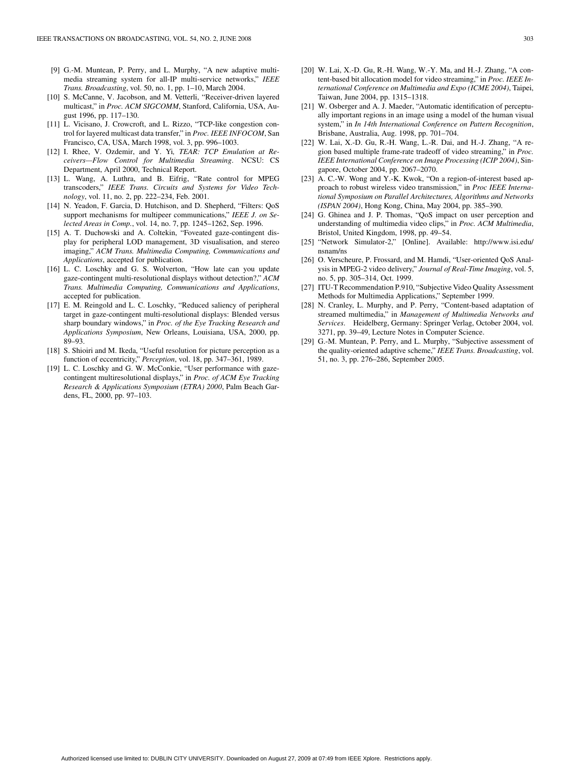[9] G.-M. Muntean, P. Perry, and L. Murphy, "A new adaptive multimedia streaming system for all-IP multi-service networks," *IEEE Trans. Broadcasting*, vol. 50, no. 1, pp. 1–10, March 2004.

[10] S. McCanne, V. Jacobson, and M. Vetterli, "Receiver-driven layered multicast," in *Proc. ACM SIGCOMM*, Stanford, California, USA, August 1996, pp. 117–130.

[11] L. Vicisano, J. Crowcroft, and L. Rizzo, "TCP-like congestion control for layered multicast data transfer," in *Proc. IEEE INFOCOM*, San Francisco, CA, USA, March 1998, vol. 3, pp. 996–1003.

[12] I. Rhee, V. Ozdemir, and Y. Yi*, TEAR: TCP Emulation at Receivers—Flow Control for Multimedia Streaming*. NCSU: CS Department, April 2000, Technical Report.

[13] L. Wang, A. Luthra, and B. Eifrig, "Rate control for MPEG transcoders," *IEEE Trans. Circuits and Systems for Video Technology*, vol. 11, no. 2, pp. 222–234, Feb. 2001.

[14] N. Yeadon, F. Garcia, D. Hutchison, and D. Shepherd, "Filters: QoS support mechanisms for multipeer communications," *IEEE J. on Selected Areas in Comp.*, vol. 14, no. 7, pp. 1245–1262, Sep. 1996.

[15] A. T. Duchowski and A. Coltekin, "Foveated gaze-contingent display for peripheral LOD management, 3D visualisation, and stereo imaging," *ACM Trans. Multimedia Computing, Communications and Applications*, accepted for publication.

[16] L. C. Loschky and G. S. Wolverton, "How late can you update gaze-contingent multi-resolutional displays without detection?," *ACM Trans. Multimedia Computing, Communications and Applications*, accepted for publication.

[17] E. M. Reingold and L. C. Loschky, "Reduced saliency of peripheral target in gaze-contingent multi-resolutional displays: Blended versus sharp boundary windows," in *Proc. of the Eye Tracking Research and Applications Symposium*, New Orleans, Louisiana, USA, 2000, pp. 89–93.

[18] S. Shioiri and M. Ikeda, "Useful resolution for picture perception as a function of eccentricity," *Perception*, vol. 18, pp. 347–361, 1989.

[19] L. C. Loschky and G. W. McConkie, "User performance with gaze-contingent multiresolutional displays," in *Proc. of ACM Eye Tracking Research & Applications Symposium (ETRA) 2000*, Palm Beach Gardens, FL, 2000, pp. 97–103.

[20] W. Lai, X.-D. Gu, R.-H. Wang, W.-Y. Ma, and H.-J. Zhang, "A content-based bit allocation model for video streaming," in *Proc. IEEE International Conference on Multimedia and Expo (ICME 2004)*, Taipei, Taiwan, June 2004, pp. 1315–1318.

[21] W. Osberger and A. J. Maeder, "Automatic identification of perceptually important regions in an image using a model of the human visual system," in *In 14th International Conference on Pattern Recognition*, Brisbane, Australia, Aug. 1998, pp. 701–704.

[22] W. Lai, X.-D. Gu, R.-H. Wang, L.-R. Dai, and H.-J. Zhang, "A region based multiple frame-rate tradeoff of video streaming," in *Proc. IEEE International Conference on Image Processing (ICIP 2004)*, Singapore, October 2004, pp. 2067–2070.

[23] A. C.-W. Wong and Y.-K. Kwok, "On a region-of-interest based approach to robust wireless video transmission," in *Proc IEEE International Symposium on Parallel Architectures, Algorithms and Networks (ISPAN 2004)*, Hong Kong, China, May 2004, pp. 385–390.

[24] G. Ghinea and J. P. Thomas, "QoS impact on user perception and understanding of multimedia video clips," in *Proc. ACM Multimedia*, Bristol, United Kingdom, 1998, pp. 49–54.

[25] "Network Simulator-2," [Online]. Available: http://www.isi.edu/nsnam/ns

[26] O. Verscheure, P. Frossard, and M. Hamdi, "User-oriented QoS Analysis in MPEG-2 video delivery," *Journal of Real-Time Imaging*, vol. 5, no. 5, pp. 305–314, Oct. 1999.

[27] ITU-T Recommendation P.910, "Subjective Video Quality Assessment Methods for Multimedia Applications," September 1999.

[28] N. Cranley, L. Murphy, and P. Perry, "Content-based adaptation of streamed multimedia," in *Management of Multimedia Networks and Services*. Heidelberg, Germany: Springer Verlag, October 2004, vol. 3271, pp. 39–49, Lecture Notes in Computer Science.

[29] G.-M. Muntean, P. Perry, and L. Murphy, "Subjective assessment of the quality-oriented adaptive scheme," *IEEE Trans. Broadcasting*, vol. 51, no. 3, pp. 276–286, September 2005.